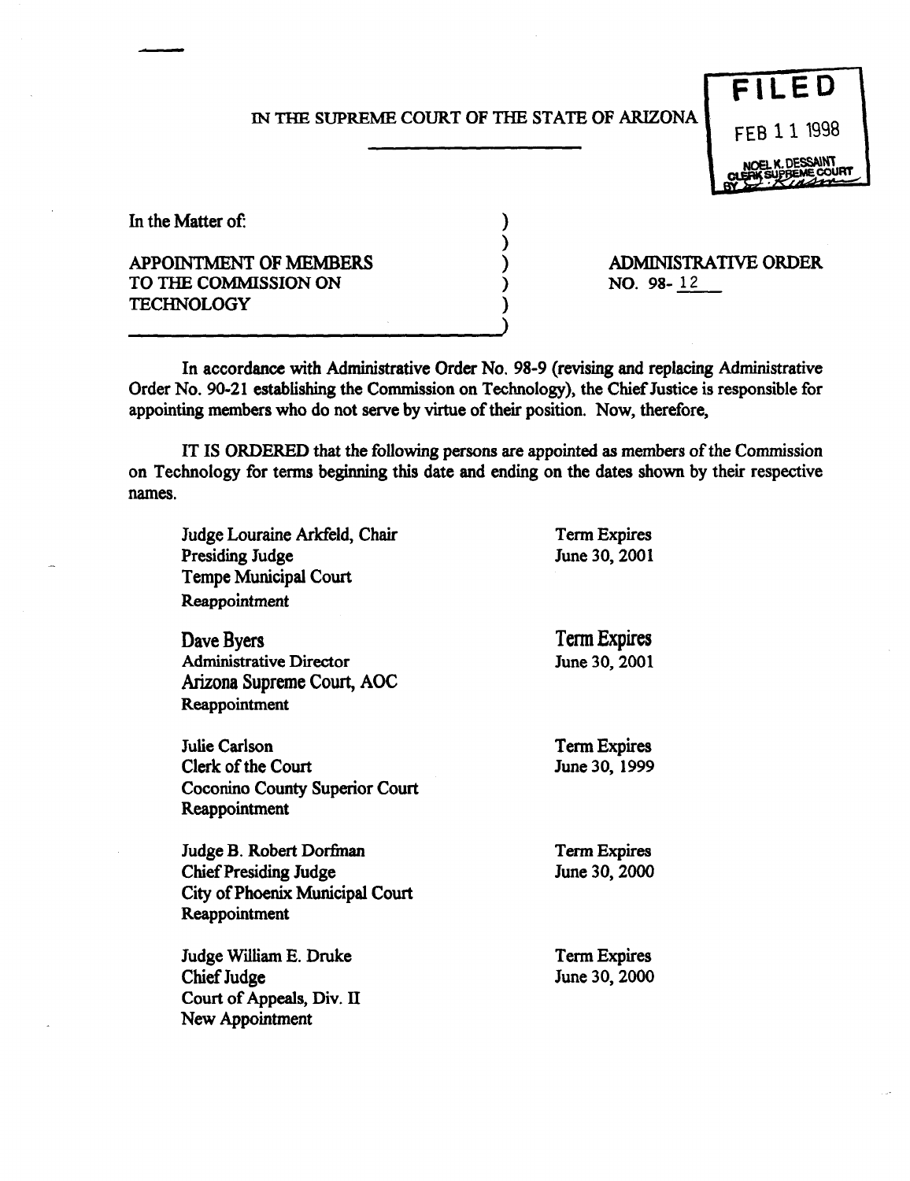IN THE SUPREME COURT OF THE STATE OF ARIZONA

FILED
FEB 11 1998
NOEL K. DESSAINT
CLERK SUPREME COURT

In the Matter of:

APPOINTMENT OF MEMBERS TO THE COMMISSION ON TECHNOLOGY

ADMINISTRATIVE ORDER NO. 98- 12

In accordance with Administrative Order No. 98-9 (revising and replacing Administrative Order No. 90-21 establishing the Commission on Technology), the Chief Justice is responsible for appointing members who do not serve by virtue of their position. Now, therefore,

IT IS ORDERED that the following persons are appointed as members of the Commission on Technology for terms beginning this date and ending on the dates shown by their respective names.

| | |
|---|---|
| Judge Louraine Arkfeld, Chair<br>Presiding Judge<br>Tempe Municipal Court<br>Reappointment | Term Expires<br>June 30, 2001 |
| Dave Byers<br>Administrative Director<br>Arizona Supreme Court, AOC<br>Reappointment | Term Expires<br>June 30, 2001 |
| Julie Carlson<br>Clerk of the Court<br>Coconino County Superior Court<br>Reappointment | Term Expires<br>June 30, 1999 |
| Judge B. Robert Dorfman<br>Chief Presiding Judge<br>City of Phoenix Municipal Court<br>Reappointment | Term Expires<br>June 30, 2000 |
| Judge William E. Druke<br>Chief Judge<br>Court of Appeals, Div. II<br>New Appointment | Term Expires<br>June 30, 2000 |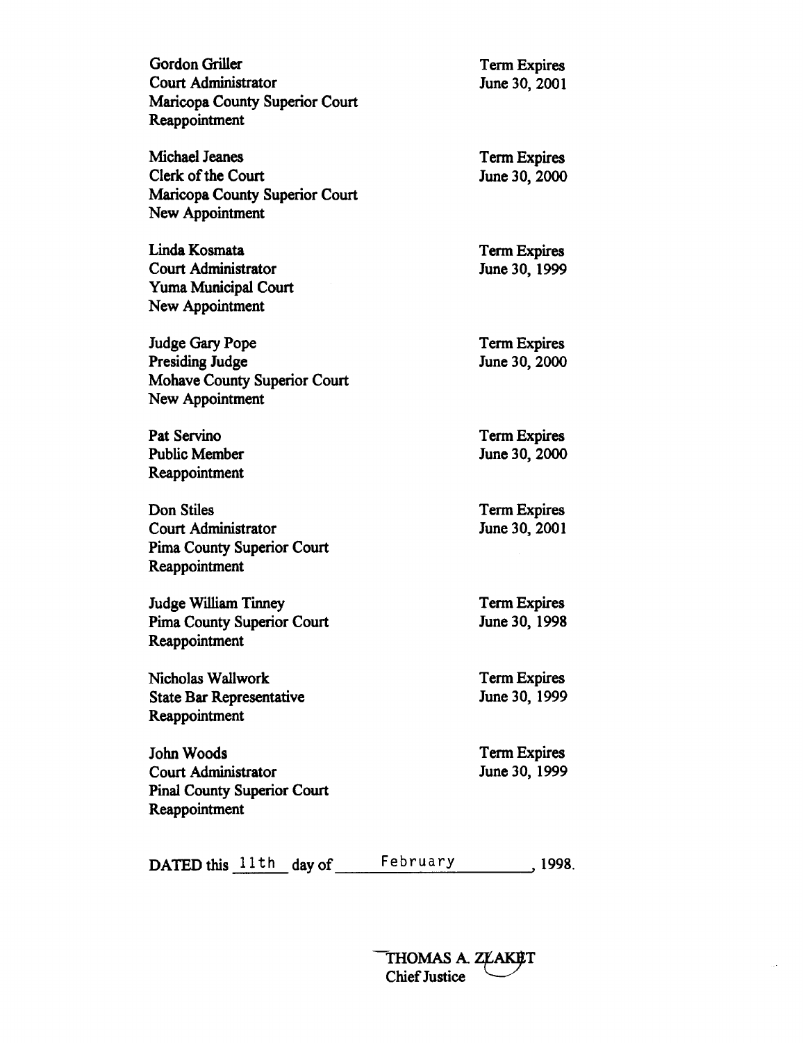Gordon Griller
Court Administrator
Maricopa County Superior Court
Reappointment

Term Expires
June 30, 2001

Michael Jeanes
Clerk of the Court
Maricopa County Superior Court
New Appointment

Term Expires
June 30, 2000

Linda Kosmata
Court Administrator
Yuma Municipal Court
New Appointment

Term Expires
June 30, 1999

Judge Gary Pope
Presiding Judge
Mohave County Superior Court
New Appointment

Term Expires
June 30, 2000

Pat Servino
Public Member
Reappointment

Term Expires
June 30, 2000

Don Stiles
Court Administrator
Pima County Superior Court
Reappointment

Term Expires
June 30, 2001

Judge William Tinney
Pima County Superior Court
Reappointment

Term Expires
June 30, 1998

Nicholas Wallwork
State Bar Representative
Reappointment

Term Expires
June 30, 1999

John Woods
Court Administrator
Pinal County Superior Court
Reappointment

Term Expires
June 30, 1999

DATED this 11th day of February, 1998.

THOMAS A. ZLAKET
Chief Justice